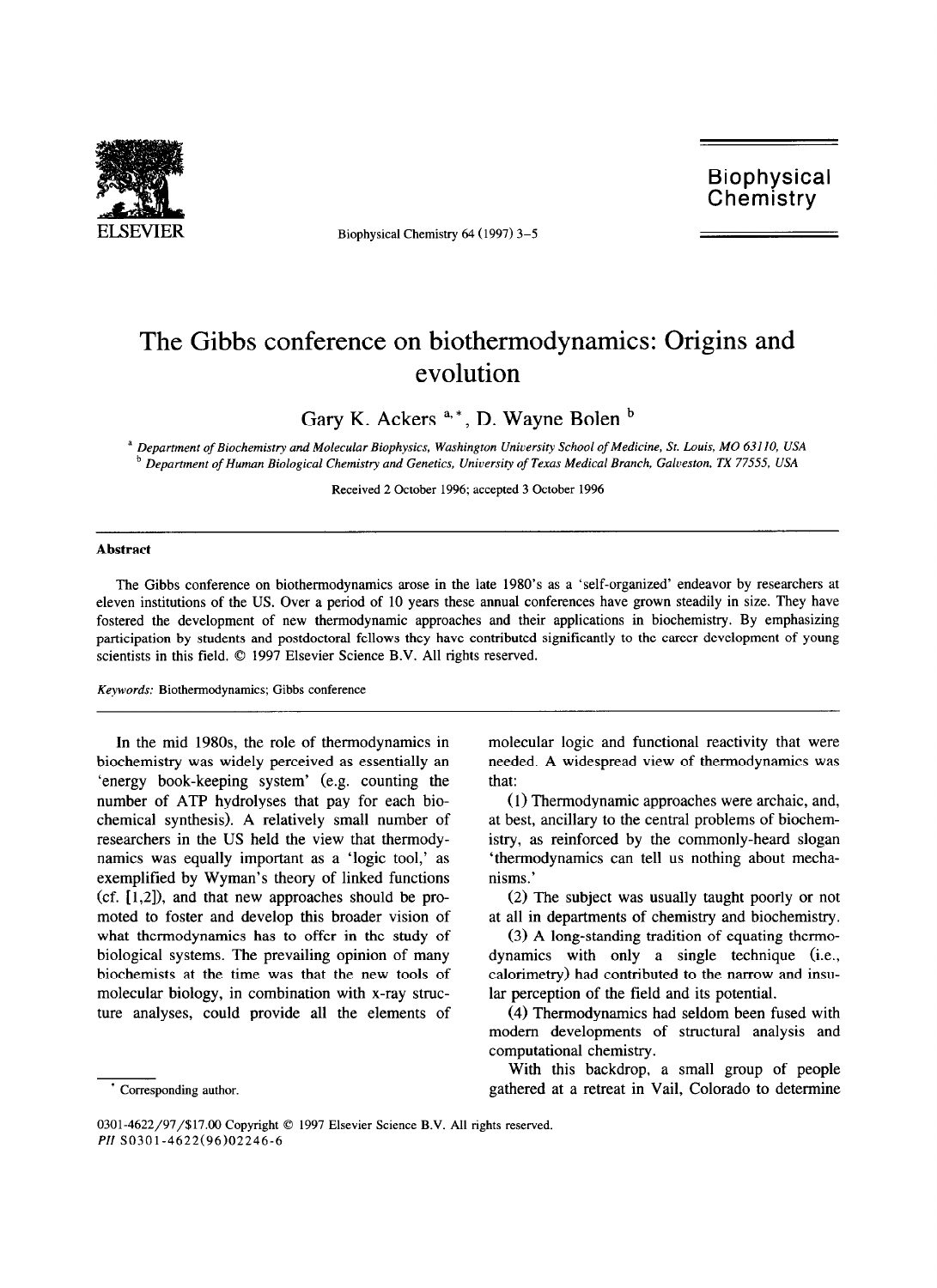# The Gibbs conference on biothermodynamics: Origins and evolution

Gary K. Ackers [a,*], D. Wayne Bolen [b]

[a] Department of Biochemistry and Molecular Biophysics, Washington University School of Medicine, St. Louis, MO 63110, USA
[b] Department of Human Biological Chemistry and Genetics, University of Texas Medical Branch, Galveston, TX 77555, USA

Received 2 October 1996; accepted 3 October 1996

## Abstract

The Gibbs conference on biothermodynamics arose in the late 1980's as a 'self-organized' endeavor by researchers at eleven institutions of the US. Over a period of 10 years these annual conferences have grown steadily in size. They have fostered the development of new thermodynamic approaches and their applications in biochemistry. By emphasizing participation by students and postdoctoral fellows they have contributed significantly to the career development of young scientists in this field. © 1997 Elsevier Science B.V. All rights reserved.

*Keywords:* Biothermodynamics; Gibbs conference

In the mid 1980s, the role of thermodynamics in biochemistry was widely perceived as essentially an 'energy book-keeping system' (e.g. counting the number of ATP hydrolyses that pay for each biochemical synthesis). A relatively small number of researchers in the US held the view that thermodynamics was equally important as a 'logic tool,' as exemplified by Wyman's theory of linked functions (cf. [1,2]), and that new approaches should be promoted to foster and develop this broader vision of what thermodynamics has to offer in the study of biological systems. The prevailing opinion of many biochemists at the time was that the new tools of molecular biology, in combination with x-ray structure analyses, could provide all the elements of molecular logic and functional reactivity that were needed. A widespread view of thermodynamics was that:

(1) Thermodynamic approaches were archaic, and, at best, ancillary to the central problems of biochemistry, as reinforced by the commonly-heard slogan 'thermodynamics can tell us nothing about mechanisms.'

(2) The subject was usually taught poorly or not at all in departments of chemistry and biochemistry.

(3) A long-standing tradition of equating thermodynamics with only a single technique (i.e., calorimetry) had contributed to the narrow and insular perception of the field and its potential.

(4) Thermodynamics had seldom been fused with modern developments of structural analysis and computational chemistry.

With this backdrop, a small group of people gathered at a retreat in Vail, Colorado to determine

* Corresponding author.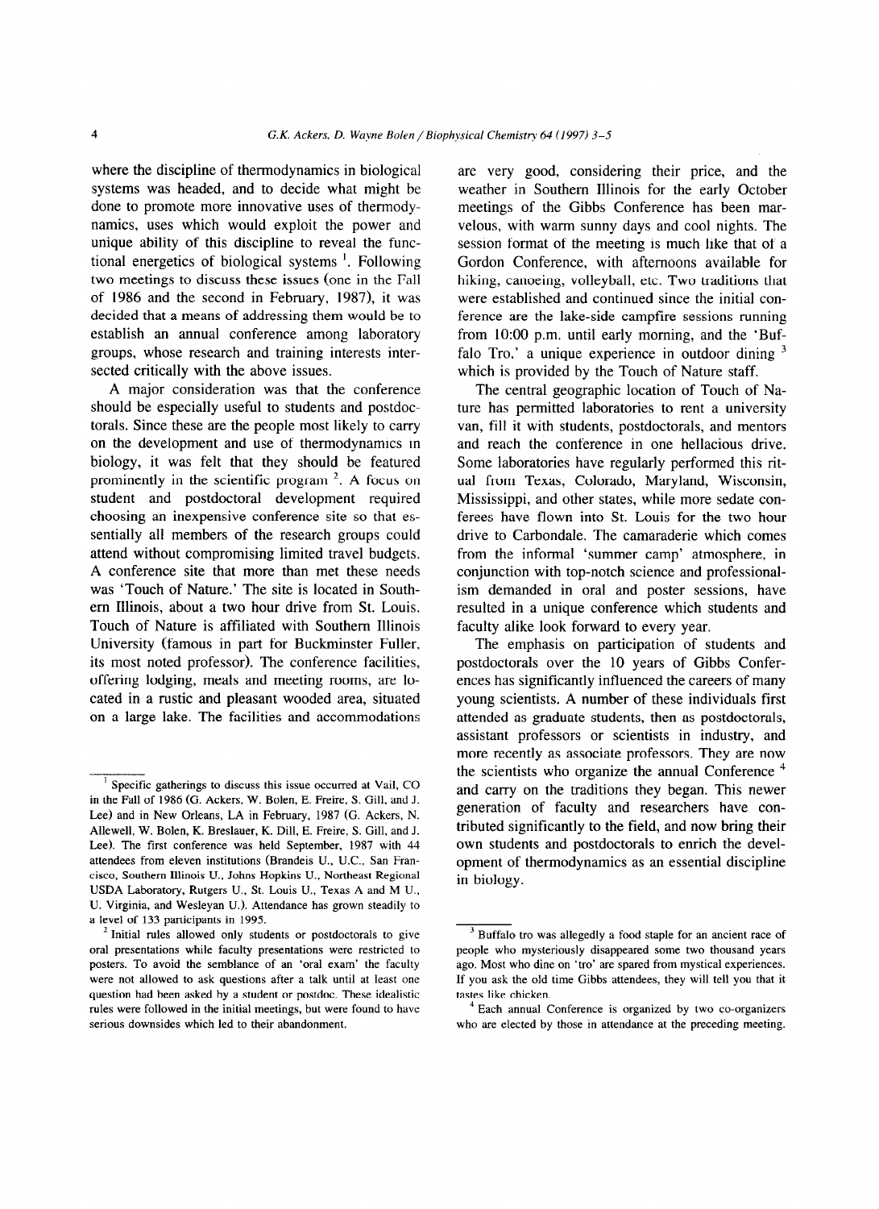where the discipline of thermodynamics in biological systems was headed, and to decide what might be done to promote more innovative uses of thermodynamics, uses which would exploit the power and unique ability of this discipline to reveal the functional energetics of biological systems [1]. Following two meetings to discuss these issues (one in the Fall of 1986 and the second in February, 1987), it was decided that a means of addressing them would be to establish an annual conference among laboratory groups, whose research and training interests intersected critically with the above issues.

A major consideration was that the conference should be especially useful to students and postdoctorals. Since these are the people most likely to carry on the development and use of thermodynamics in biology, it was felt that they should be featured prominently in the scientific program [2]. A focus on student and postdoctoral development required choosing an inexpensive conference site so that essentially all members of the research groups could attend without compromising limited travel budgets. A conference site that more than met these needs was 'Touch of Nature.' The site is located in Southern Illinois, about a two hour drive from St. Louis. Touch of Nature is affiliated with Southern Illinois University (famous in part for Buckminster Fuller, its most noted professor). The conference facilities, offering lodging, meals and meeting rooms, are located in a rustic and pleasant wooded area, situated on a large lake. The facilities and accommodations are very good, considering their price, and the weather in Southern Illinois for the early October meetings of the Gibbs Conference has been marvelous, with warm sunny days and cool nights. The session format of the meeting is much like that of a Gordon Conference, with afternoons available for hiking, canoeing, volleyball, etc. Two traditions that were established and continued since the initial conference are the lake-side campfire sessions running from 10:00 p.m. until early morning, and the 'Buffalo Tro,' a unique experience in outdoor dining [3] which is provided by the Touch of Nature staff.

The central geographic location of Touch of Nature has permitted laboratories to rent a university van, fill it with students, postdoctorals, and mentors and reach the conference in one hellacious drive. Some laboratories have regularly performed this ritual from Texas, Colorado, Maryland, Wisconsin, Mississippi, and other states, while more sedate conferees have flown into St. Louis for the two hour drive to Carbondale. The camaraderie which comes from the informal 'summer camp' atmosphere, in conjunction with top-notch science and professionalism demanded in oral and poster sessions, have resulted in a unique conference which students and faculty alike look forward to every year.

The emphasis on participation of students and postdoctorals over the 10 years of Gibbs Conferences has significantly influenced the careers of many young scientists. A number of these individuals first attended as graduate students, then as postdoctorals, assistant professors or scientists in industry, and more recently as associate professors. They are now the scientists who organize the annual Conference [4] and carry on the traditions they began. This newer generation of faculty and researchers have contributed significantly to the field, and now bring their own students and postdoctorals to enrich the development of thermodynamics as an essential discipline in biology.

---

[1] Specific gatherings to discuss this issue occurred at Vail, CO in the Fall of 1986 (G. Ackers, W. Bolen, E. Freire, S. Gill, and J. Lee) and in New Orleans, LA in February, 1987 (G. Ackers, N. Allewell, W. Bolen, K. Breslauer, K. Dill, E. Freire, S. Gill, and J. Lee). The first conference was held September, 1987 with 44 attendees from eleven institutions (Brandeis U., U.C., San Francisco, Southern Illinois U., Johns Hopkins U., Northeast Regional USDA Laboratory, Rutgers U., St. Louis U., Texas A and M U., U. Virginia, and Wesleyan U.). Attendance has grown steadily to a level of 133 participants in 1995.

[2] Initial rules allowed only students or postdoctorals to give oral presentations while faculty presentations were restricted to posters. To avoid the semblance of an 'oral exam' the faculty were not allowed to ask questions after a talk until at least one question had been asked by a student or postdoc. These idealistic rules were followed in the initial meetings, but were found to have serious downsides which led to their abandonment.

[3] Buffalo tro was allegedly a food staple for an ancient race of people who mysteriously disappeared some two thousand years ago. Most who dine on 'tro' are spared from mystical experiences. If you ask the old time Gibbs attendees, they will tell you that it tastes like chicken.

[4] Each annual Conference is organized by two co-organizers who are elected by those in attendance at the preceding meeting.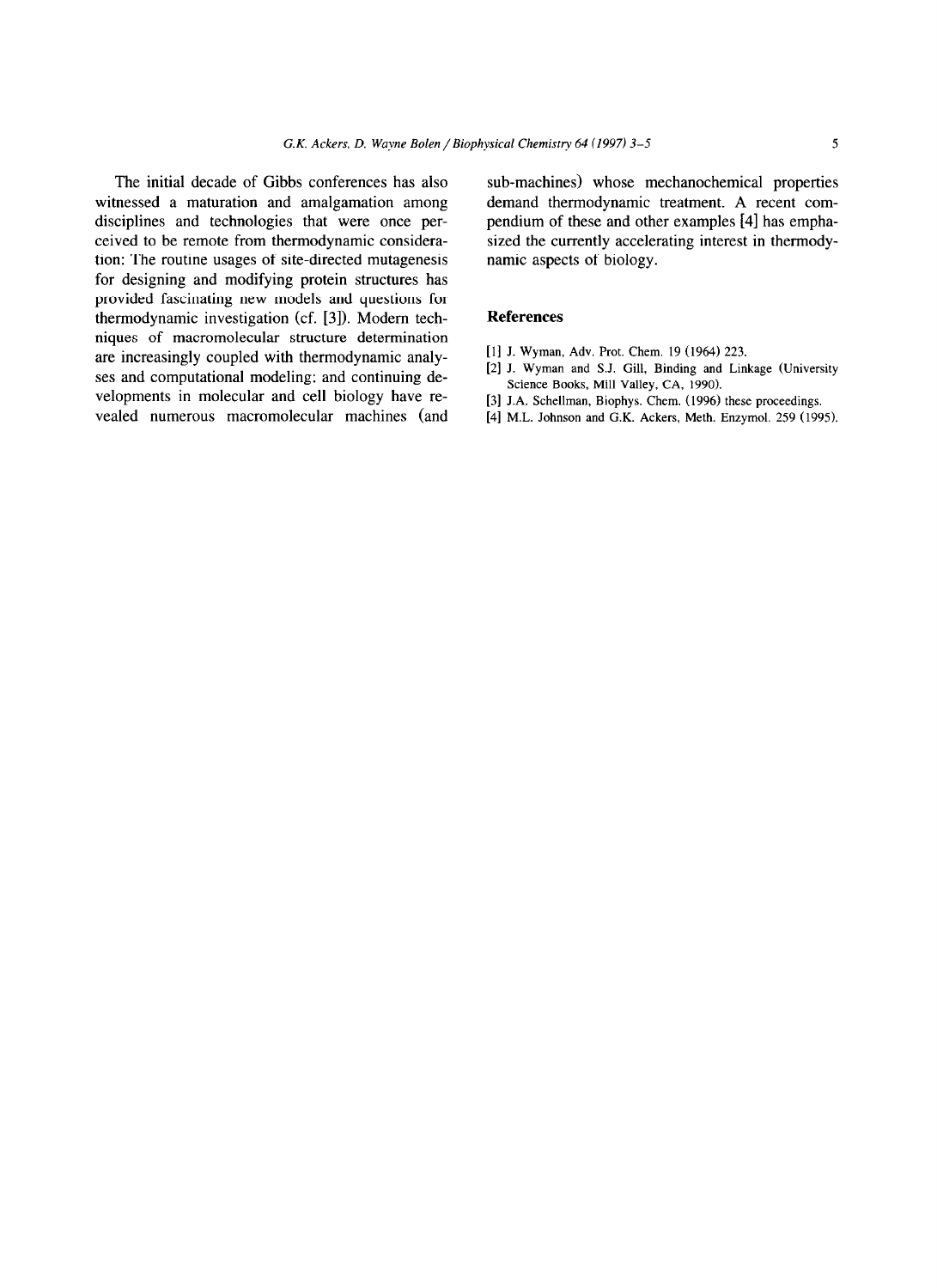The initial decade of Gibbs conferences has also witnessed a maturation and amalgamation among disciplines and technologies that were once perceived to be remote from thermodynamic consideration: The routine usages of site-directed mutagenesis for designing and modifying protein structures has provided fascinating new models and questions for thermodynamic investigation (cf. [3]). Modern techniques of macromolecular structure determination are increasingly coupled with thermodynamic analyses and computational modeling; and continuing developments in molecular and cell biology have revealed numerous macromolecular machines (and sub-machines) whose mechanochemical properties demand thermodynamic treatment. A recent compendium of these and other examples [4] has emphasized the currently accelerating interest in thermodynamic aspects of biology.

## References

[1] J. Wyman, Adv. Prot. Chem. 19 (1964) 223.

[2] J. Wyman and S.J. Gill, Binding and Linkage (University Science Books, Mill Valley, CA, 1990).

[3] J.A. Schellman, Biophys. Chem. (1996) these proceedings.

[4] M.L. Johnson and G.K. Ackers, Meth. Enzymol. 259 (1995).